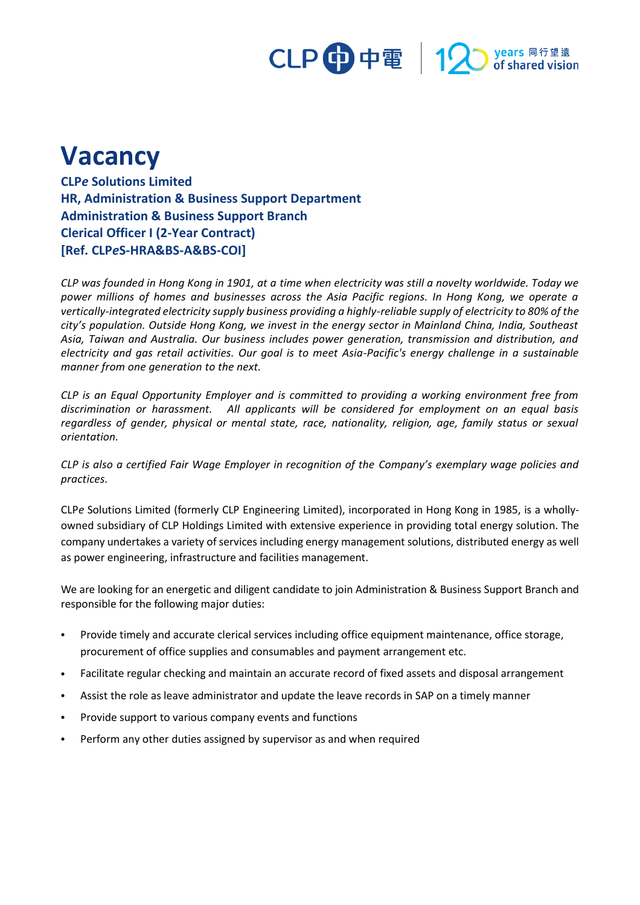# Vacancy

**CLP*e* Solutions Limited**
**HR, Administration & Business Support Department**
**Administration & Business Support Branch**
**Clerical Officer I (2-Year Contract)**
**[Ref. CLP*e*S-HRA&BS-A&BS-COI]**

*CLP was founded in Hong Kong in 1901, at a time when electricity was still a novelty worldwide. Today we power millions of homes and businesses across the Asia Pacific regions. In Hong Kong, we operate a vertically-integrated electricity supply business providing a highly-reliable supply of electricity to 80% of the city's population. Outside Hong Kong, we invest in the energy sector in Mainland China, India, Southeast Asia, Taiwan and Australia. Our business includes power generation, transmission and distribution, and electricity and gas retail activities. Our goal is to meet Asia-Pacific's energy challenge in a sustainable manner from one generation to the next.*

*CLP is an Equal Opportunity Employer and is committed to providing a working environment free from discrimination or harassment. All applicants will be considered for employment on an equal basis regardless of gender, physical or mental state, race, nationality, religion, age, family status or sexual orientation.*

*CLP is also a certified Fair Wage Employer in recognition of the Company's exemplary wage policies and practices.*

CLP*e* Solutions Limited (formerly CLP Engineering Limited), incorporated in Hong Kong in 1985, is a wholly-owned subsidiary of CLP Holdings Limited with extensive experience in providing total energy solution. The company undertakes a variety of services including energy management solutions, distributed energy as well as power engineering, infrastructure and facilities management.

We are looking for an energetic and diligent candidate to join Administration & Business Support Branch and responsible for the following major duties:

- Provide timely and accurate clerical services including office equipment maintenance, office storage, procurement of office supplies and consumables and payment arrangement etc.
- Facilitate regular checking and maintain an accurate record of fixed assets and disposal arrangement
- Assist the role as leave administrator and update the leave records in SAP on a timely manner
- Provide support to various company events and functions
- Perform any other duties assigned by supervisor as and when required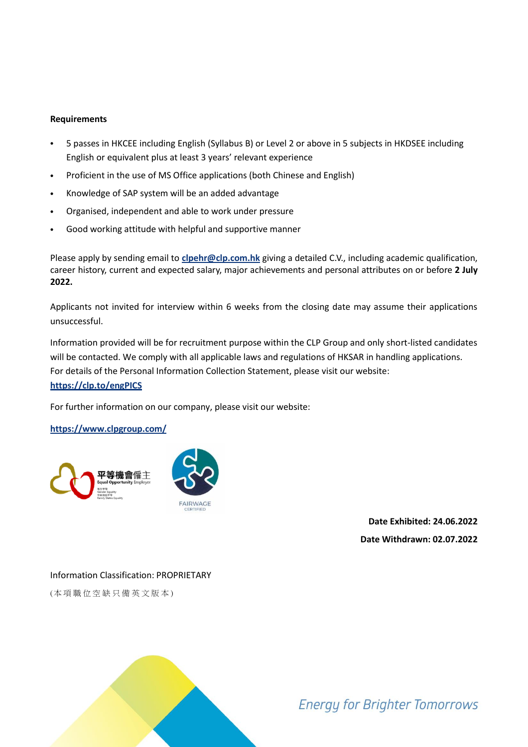**Requirements**

- 5 passes in HKCEE including English (Syllabus B) or Level 2 or above in 5 subjects in HKDSEE including English or equivalent plus at least 3 years' relevant experience
- Proficient in the use of MS Office applications (both Chinese and English)
- Knowledge of SAP system will be an added advantage
- Organised, independent and able to work under pressure
- Good working attitude with helpful and supportive manner

Please apply by sending email to **clpehr@clp.com.hk** giving a detailed C.V., including academic qualification, career history, current and expected salary, major achievements and personal attributes on or before **2 July 2022.**

Applicants not invited for interview within 6 weeks from the closing date may assume their applications unsuccessful.

Information provided will be for recruitment purpose within the CLP Group and only short-listed candidates will be contacted. We comply with all applicable laws and regulations of HKSAR in handling applications. For details of the Personal Information Collection Statement, please visit our website: **https://clp.to/engPICS**

For further information on our company, please visit our website:

**https://www.clpgroup.com/**

平等機會僱主 Equal Opportunity Employer

FAIRWAGE CERTIFIED

**Date Exhibited: 24.06.2022**

**Date Withdrawn: 02.07.2022**

Information Classification: PROPRIETARY

(本項職位空缺只備英文版本)

*Energy for Brighter Tomorrows*